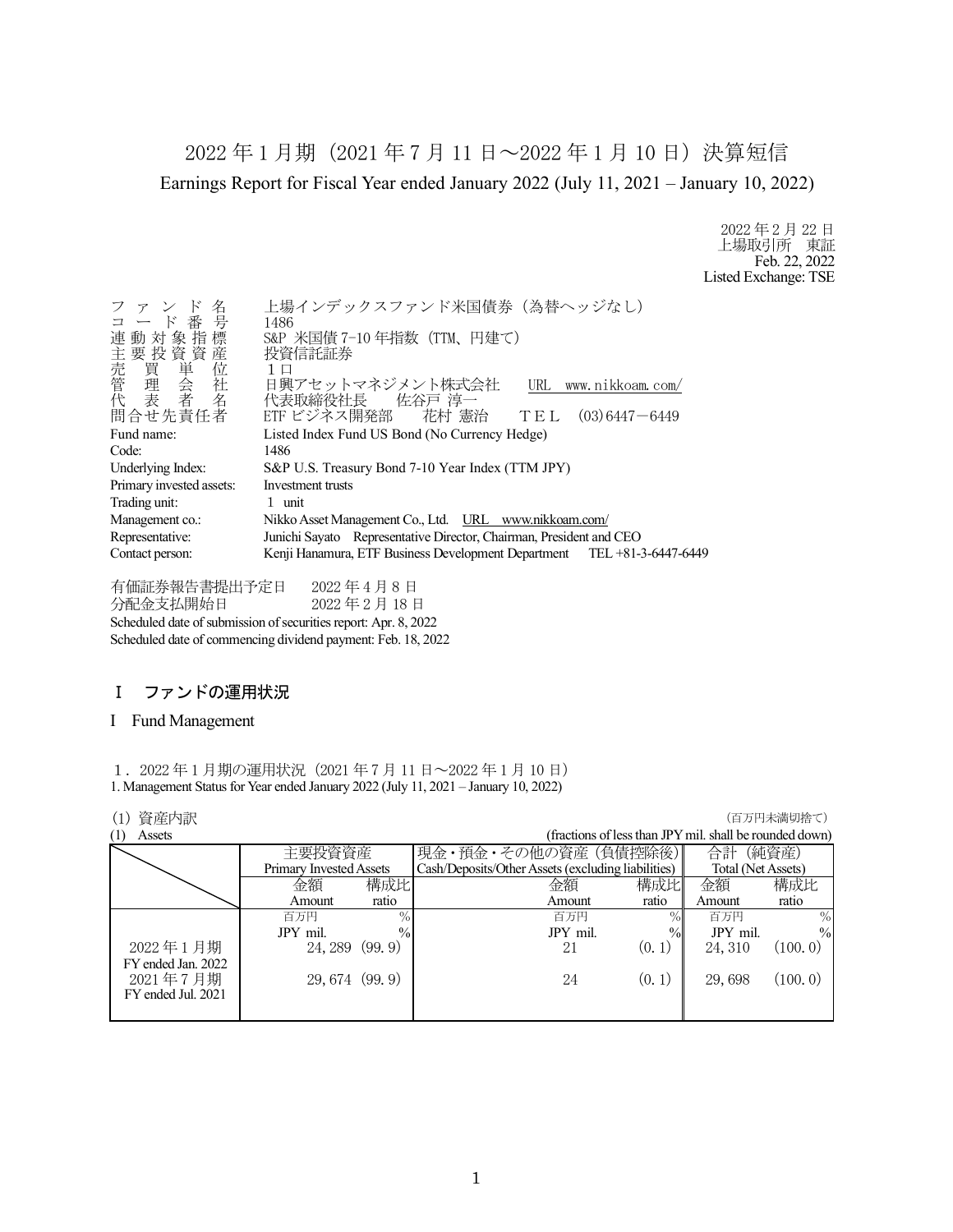# 2022 年 1 月期（2021 年 7 月 11 日～2022 年 1 月 10 日）決算短信

Earnings Report for Fiscal Year ended January 2022 (July 11, 2021 – January 10, 2022)

2022 年 2 月 22 日
上場取引所　東証
Feb. 22, 2022
Listed Exchange: TSE

| | |
|---|---|
| ファンド名 | 上場インデックスファンド米国債券（為替ヘッジなし） |
| コード番号 | 1486 |
| 連動対象指標 | S&P 米国債 7-10 年指数（TTM、円建て） |
| 主要投資資産 | 投資信託証券 |
| 売買単位 | １口 |
| 管理会社 | 日興アセットマネジメント株式会社　URL　www.nikkoam.com/ |
| 代表者名 | 代表取締役社長　佐谷戸 淳一 |
| 問合せ先責任者 | ETF ビジネス開発部　花村 憲治　ＴＥＬ　(03)6447－6449 |
| Fund name: | Listed Index Fund US Bond (No Currency Hedge) |
| Code: | 1486 |
| Underlying Index: | S&P U.S. Treasury Bond 7-10 Year Index (TTM JPY) |
| Primary invested assets: | Investment trusts |
| Trading unit: | 1 unit |
| Management co.: | Nikko Asset Management Co., Ltd.　URL　www.nikkoam.com/ |
| Representative: | Junichi Sayato　Representative Director, Chairman, President and CEO |
| Contact person: | Kenji Hanamura, ETF Business Development Department　TEL +81-3-6447-6449 |

有価証券報告書提出予定日　2022 年 4 月 8 日
分配金支払開始日　2022 年 2 月 18 日
Scheduled date of submission of securities report: Apr. 8, 2022
Scheduled date of commencing dividend payment: Feb. 18, 2022

## Ⅰ　ファンドの運用状況

## I　Fund Management

### １．2022 年 1 月期の運用状況（2021 年 7 月 11 日～2022 年 1 月 10 日）
### 1. Management Status for Year ended January 2022 (July 11, 2021 – January 10, 2022)

(1) 資産内訳　（百万円未満切捨て）
(1) Assets　(fractions of less than JPY mil. shall be rounded down)

| | 主要投資資産 Primary Invested Assets | | 現金・預金・その他の資産（負債控除後） Cash/Deposits/Other Assets (excluding liabilities) | | 合計（純資産） Total (Net Assets) | |
|---|---|---|---|---|---|---|
| | 金額 Amount | 構成比 ratio | 金額 Amount | 構成比 ratio | 金額 Amount | 構成比 ratio |
| | 百万円 JPY mil. | % | 百万円 JPY mil. | % | 百万円 JPY mil. | % |
| 2022 年 1 月期 FY ended Jan. 2022 | 24,289 | (99.9) | 21 | (0.1) | 24,310 | (100.0) |
| 2021 年 7 月期 FY ended Jul. 2021 | 29,674 | (99.9) | 24 | (0.1) | 29,698 | (100.0) |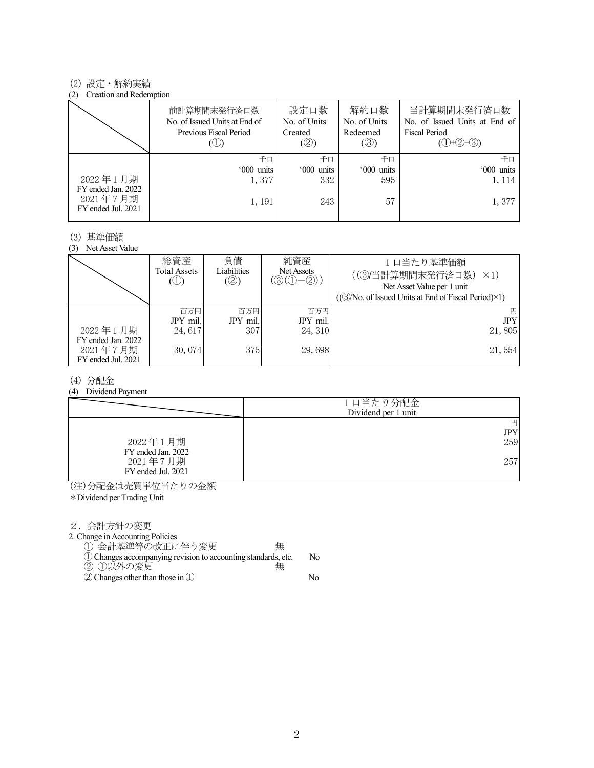(2) 設定・解約実績

(2) Creation and Redemption

| | 前計算期間末発行済口数<br>No. of Issued Units at End of Previous Fiscal Period<br>(①) | 設定口数<br>No. of Units Created<br>(②) | 解約口数<br>No. of Units Redeemed<br>(③) | 当計算期間末発行済口数<br>No. of Issued Units at End of Fiscal Period<br>(①+②−③) |
|---|---|---|---|---|
| | 千口<br>'000 units | 千口<br>'000 units | 千口<br>'000 units | 千口<br>'000 units |
| 2022 年 1 月期<br>FY ended Jan. 2022 | 1, 377 | 332 | 595 | 1, 114 |
| 2021 年 7 月期<br>FY ended Jul. 2021 | 1, 191 | 243 | 57 | 1, 377 |

(3) 基準価額

(3) Net Asset Value

| | 総資産<br>Total Assets<br>(①) | 負債<br>Liabilities<br>(②) | 純資産<br>Net Assets<br>(③(①−②)) | 1 口当たり基準価額<br>((③/当計算期間末発行済口数) ×1)<br>Net Asset Value per 1 unit<br>((③/No. of Issued Units at End of Fiscal Period)×1) |
|---|---|---|---|---|
| | 百万円<br>JPY mil. | 百万円<br>JPY mil. | 百万円<br>JPY mil. | 円<br>JPY |
| 2022 年 1 月期<br>FY ended Jan. 2022 | 24, 617 | 307 | 24, 310 | 21, 805 |
| 2021 年 7 月期<br>FY ended Jul. 2021 | 30, 074 | 375 | 29, 698 | 21, 554 |

(4) 分配金

(4) Dividend Payment

| | 1 口当たり分配金<br>Dividend per 1 unit |
|---|---|
| | 円<br>JPY |
| 2022 年 1 月期<br>FY ended Jan. 2022 | 259 |
| 2021 年 7 月期<br>FY ended Jul. 2021 | 257 |

(注)分配金は売買単位当たりの金額

*Dividend per Trading Unit

2．会計方針の変更

2. Change in Accounting Policies

① 会計基準等の改正に伴う変更　無

① Changes accompanying revision to accounting standards, etc.　No

② ①以外の変更　無

② Changes other than those in ①　No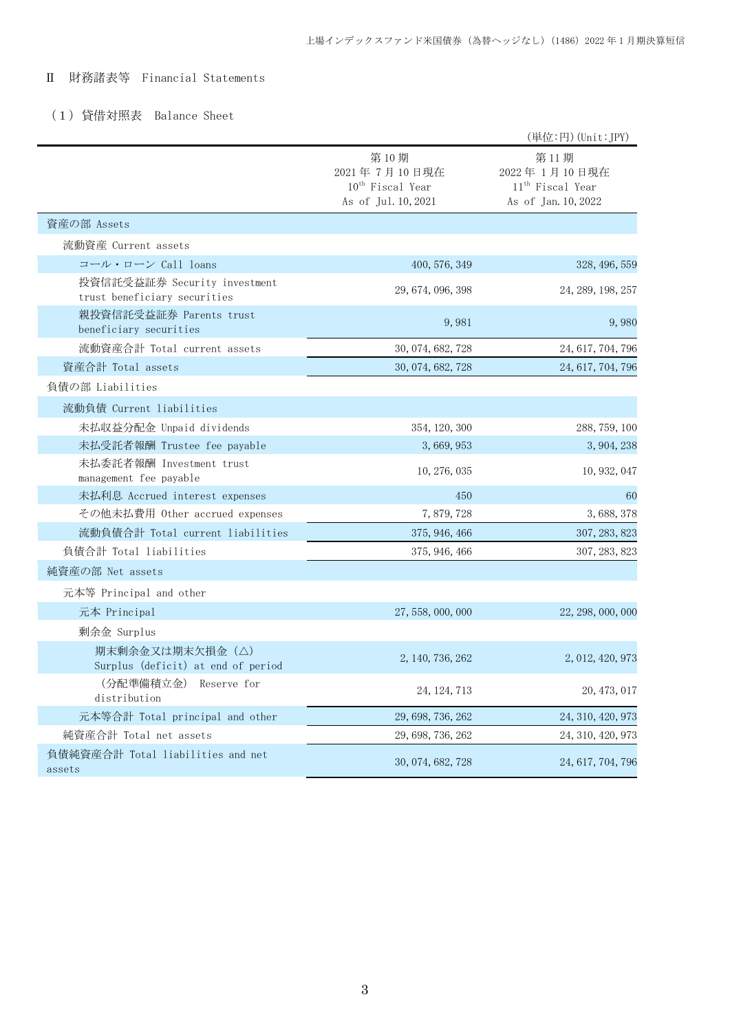## Ⅱ 財務諸表等 Financial Statements

### （1）貸借対照表 Balance Sheet

(単位:円)(Unit:JPY)

| | 第10期<br>2021年7月10日現在<br>10th Fiscal Year<br>As of Jul. 10, 2021 | 第11期<br>2022年1月10日現在<br>11th Fiscal Year<br>As of Jan. 10, 2022 |
|---|---|---|
| 資産の部 Assets | | |
| 流動資産 Current assets | | |
| コール・ローン Call loans | 400, 576, 349 | 328, 496, 559 |
| 投資信託受益証券 Security investment trust beneficiary securities | 29, 674, 096, 398 | 24, 289, 198, 257 |
| 親投資信託受益証券 Parents trust beneficiary securities | 9, 981 | 9, 980 |
| 流動資産合計 Total current assets | 30, 074, 682, 728 | 24, 617, 704, 796 |
| 資産合計 Total assets | 30, 074, 682, 728 | 24, 617, 704, 796 |
| 負債の部 Liabilities | | |
| 流動負債 Current liabilities | | |
| 未払収益分配金 Unpaid dividends | 354, 120, 300 | 288, 759, 100 |
| 未払受託者報酬 Trustee fee payable | 3, 669, 953 | 3, 904, 238 |
| 未払委託者報酬 Investment trust management fee payable | 10, 276, 035 | 10, 932, 047 |
| 未払利息 Accrued interest expenses | 450 | 60 |
| その他未払費用 Other accrued expenses | 7, 879, 728 | 3, 688, 378 |
| 流動負債合計 Total current liabilities | 375, 946, 466 | 307, 283, 823 |
| 負債合計 Total liabilities | 375, 946, 466 | 307, 283, 823 |
| 純資産の部 Net assets | | |
| 元本等 Principal and other | | |
| 元本 Principal | 27, 558, 000, 000 | 22, 298, 000, 000 |
| 剰余金 Surplus | | |
| 期末剰余金又は期末欠損金（△） Surplus (deficit) at end of period | 2, 140, 736, 262 | 2, 012, 420, 973 |
| （分配準備積立金） Reserve for distribution | 24, 124, 713 | 20, 473, 017 |
| 元本等合計 Total principal and other | 29, 698, 736, 262 | 24, 310, 420, 973 |
| 純資産合計 Total net assets | 29, 698, 736, 262 | 24, 310, 420, 973 |
| 負債純資産合計 Total liabilities and net assets | 30, 074, 682, 728 | 24, 617, 704, 796 |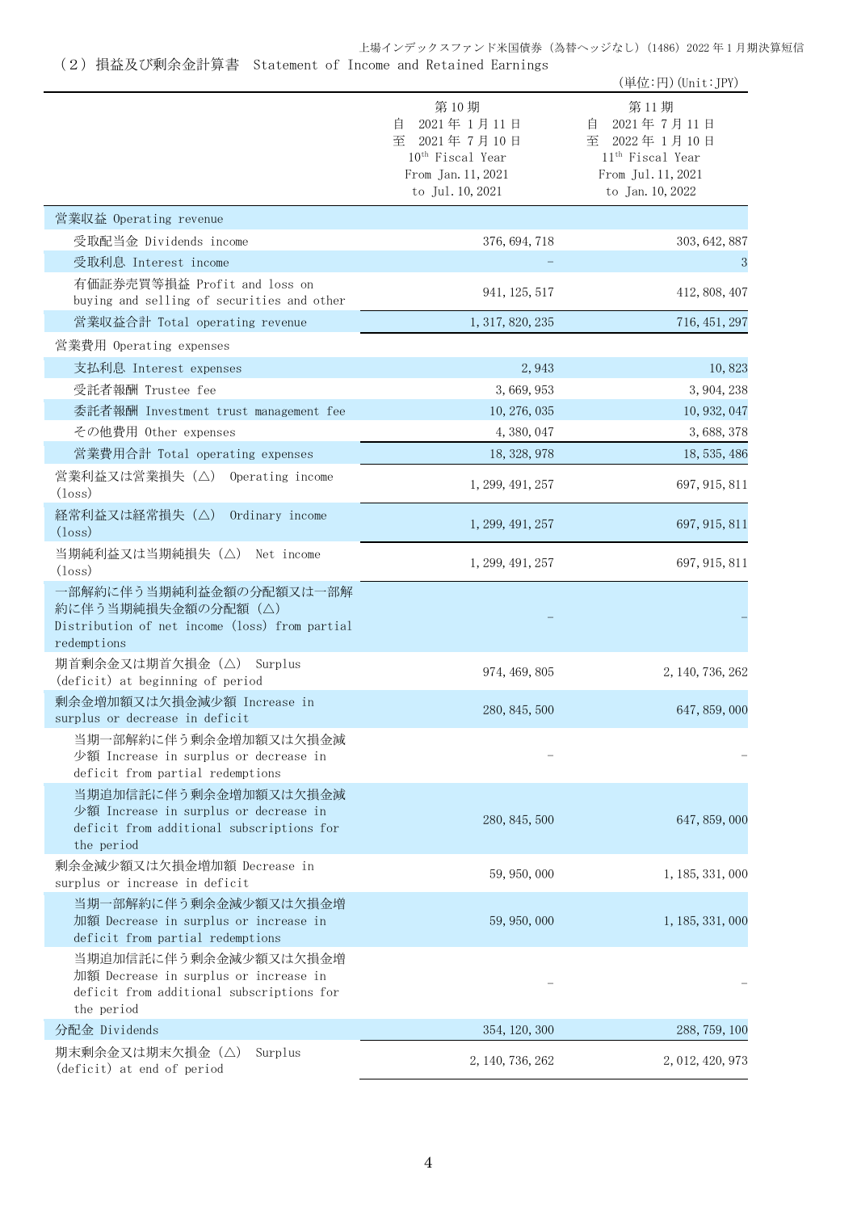## （２）損益及び剰余金計算書　Statement of Income and Retained Earnings

（単位:円）(Unit:JPY)

| | 第10期<br>自　2021年１月11日<br>至　2021年７月10日<br>10th Fiscal Year<br>From Jan.11,2021<br>to Jul.10,2021 | 第11期<br>自　2021年７月11日<br>至　2022年１月10日<br>11th Fiscal Year<br>From Jul.11,2021<br>to Jan.10,2022 |
|---|---|---|
| 営業収益 Operating revenue | | |
| 受取配当金 Dividends income | 376,694,718 | 303,642,887 |
| 受取利息 Interest income | － | 3 |
| 有価証券売買等損益 Profit and loss on buying and selling of securities and other | 941,125,517 | 412,808,407 |
| 営業収益合計 Total operating revenue | 1,317,820,235 | 716,451,297 |
| 営業費用 Operating expenses | | |
| 支払利息 Interest expenses | 2,943 | 10,823 |
| 受託者報酬 Trustee fee | 3,669,953 | 3,904,238 |
| 委託者報酬 Investment trust management fee | 10,276,035 | 10,932,047 |
| その他費用 Other expenses | 4,380,047 | 3,688,378 |
| 営業費用合計 Total operating expenses | 18,328,978 | 18,535,486 |
| 営業利益又は営業損失（△） Operating income (loss) | 1,299,491,257 | 697,915,811 |
| 経常利益又は経常損失（△） Ordinary income (loss) | 1,299,491,257 | 697,915,811 |
| 当期純利益又は当期純損失（△） Net income (loss) | 1,299,491,257 | 697,915,811 |
| 一部解約に伴う当期純利益金額の分配額又は一部解約に伴う当期純損失金額の分配額（△） Distribution of net income (loss) from partial redemptions | － | － |
| 期首剰余金又は期首欠損金（△） Surplus (deficit) at beginning of period | 974,469,805 | 2,140,736,262 |
| 剰余金増加額又は欠損金減少額 Increase in surplus or decrease in deficit | 280,845,500 | 647,859,000 |
| 当期一部解約に伴う剰余金増加額又は欠損金減少額 Increase in surplus or decrease in deficit from partial redemptions | － | － |
| 当期追加信託に伴う剰余金増加額又は欠損金減少額 Increase in surplus or decrease in deficit from additional subscriptions for the period | 280,845,500 | 647,859,000 |
| 剰余金減少額又は欠損金増加額 Decrease in surplus or increase in deficit | 59,950,000 | 1,185,331,000 |
| 当期一部解約に伴う剰余金減少額又は欠損金増加額 Decrease in surplus or increase in deficit from partial redemptions | 59,950,000 | 1,185,331,000 |
| 当期追加信託に伴う剰余金減少額又は欠損金増加額 Decrease in surplus or increase in deficit from additional subscriptions for the period | － | － |
| 分配金 Dividends | 354,120,300 | 288,759,100 |
| 期末剰余金又は期末欠損金（△） Surplus (deficit) at end of period | 2,140,736,262 | 2,012,420,973 |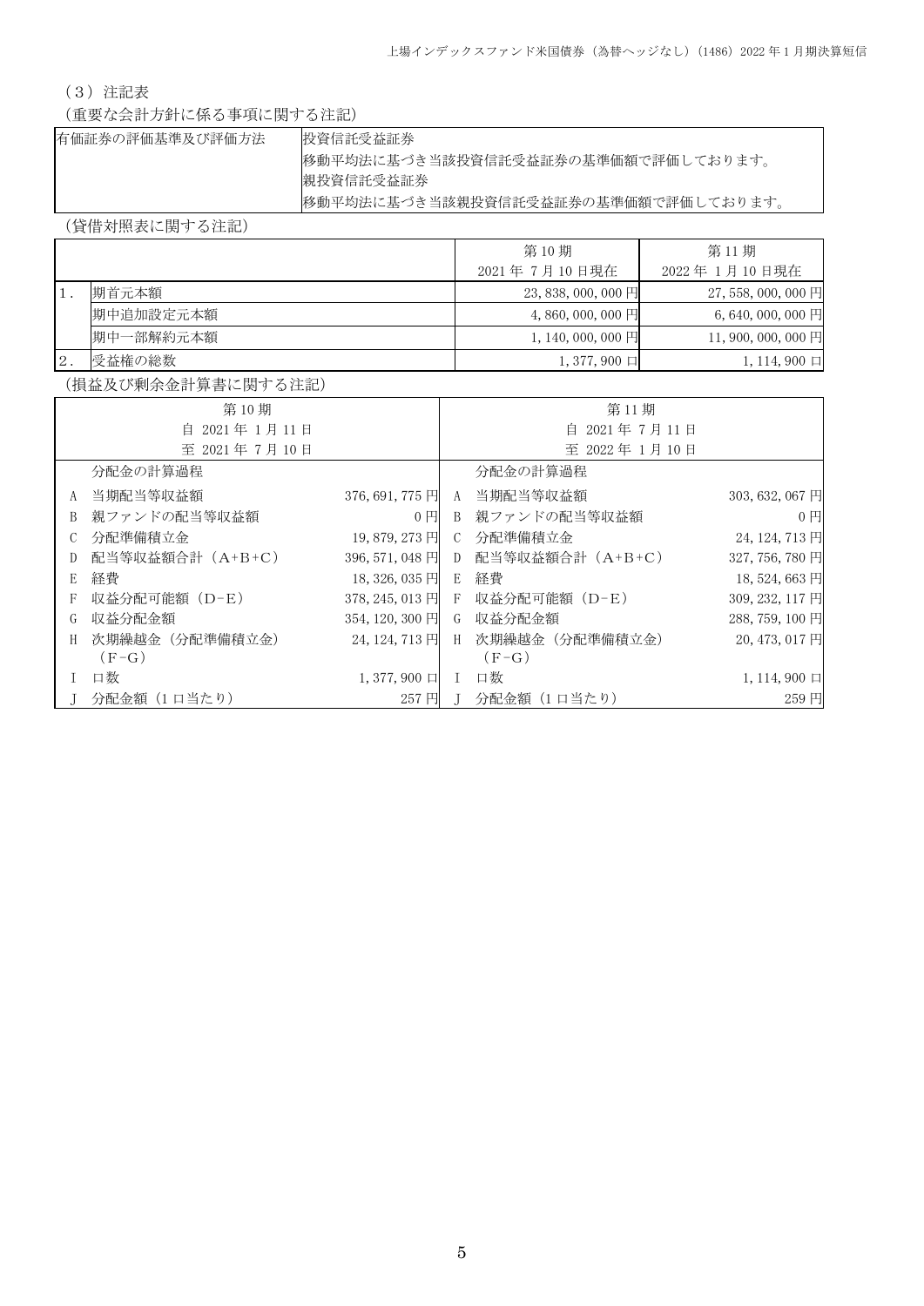（３）注記表

（重要な会計方針に係る事項に関する注記）

| 有価証券の評価基準及び評価方法 | 投資信託受益証券<br>移動平均法に基づき当該投資信託受益証券の基準価額で評価しております。<br>親投資信託受益証券<br>移動平均法に基づき当該親投資信託受益証券の基準価額で評価しております。 |
|---|---|

（貸借対照表に関する注記）

| | | 第 10 期<br>2021 年 7 月 10 日現在 | 第 11 期<br>2022 年 1 月 10 日現在 |
|---|---|---|---|
| 1． | 期首元本額 | 23,838,000,000 円 | 27,558,000,000 円 |
| | 期中追加設定元本額 | 4,860,000,000 円 | 6,640,000,000 円 |
| | 期中一部解約元本額 | 1,140,000,000 円 | 11,900,000,000 円 |
| 2． | 受益権の総数 | 1,377,900 口 | 1,114,900 口 |

（損益及び剰余金計算書に関する注記）

| 第 10 期<br>自 2021 年 1 月 11 日<br>至 2021 年 7 月 10 日 | | | 第 11 期<br>自 2021 年 7 月 11 日<br>至 2022 年 1 月 10 日 | | |
|---|---|---|---|---|---|
| | 分配金の計算過程 | | | 分配金の計算過程 | |
| A | 当期配当等収益額 | 376,691,775 円 | A | 当期配当等収益額 | 303,632,067 円 |
| B | 親ファンドの配当等収益額 | 0 円 | B | 親ファンドの配当等収益額 | 0 円 |
| C | 分配準備積立金 | 19,879,273 円 | C | 分配準備積立金 | 24,124,713 円 |
| D | 配当等収益額合計（A+B+C） | 396,571,048 円 | D | 配当等収益額合計（A+B+C） | 327,756,780 円 |
| E | 経費 | 18,326,035 円 | E | 経費 | 18,524,663 円 |
| F | 収益分配可能額（D−E） | 378,245,013 円 | F | 収益分配可能額（D−E） | 309,232,117 円 |
| G | 収益分配金額 | 354,120,300 円 | G | 収益分配金額 | 288,759,100 円 |
| H | 次期繰越金（分配準備積立金）（F−G） | 24,124,713 円 | H | 次期繰越金（分配準備積立金）（F−G） | 20,473,017 円 |
| I | 口数 | 1,377,900 口 | I | 口数 | 1,114,900 口 |
| J | 分配金額（1 口当たり） | 257 円 | J | 分配金額（1 口当たり） | 259 円 |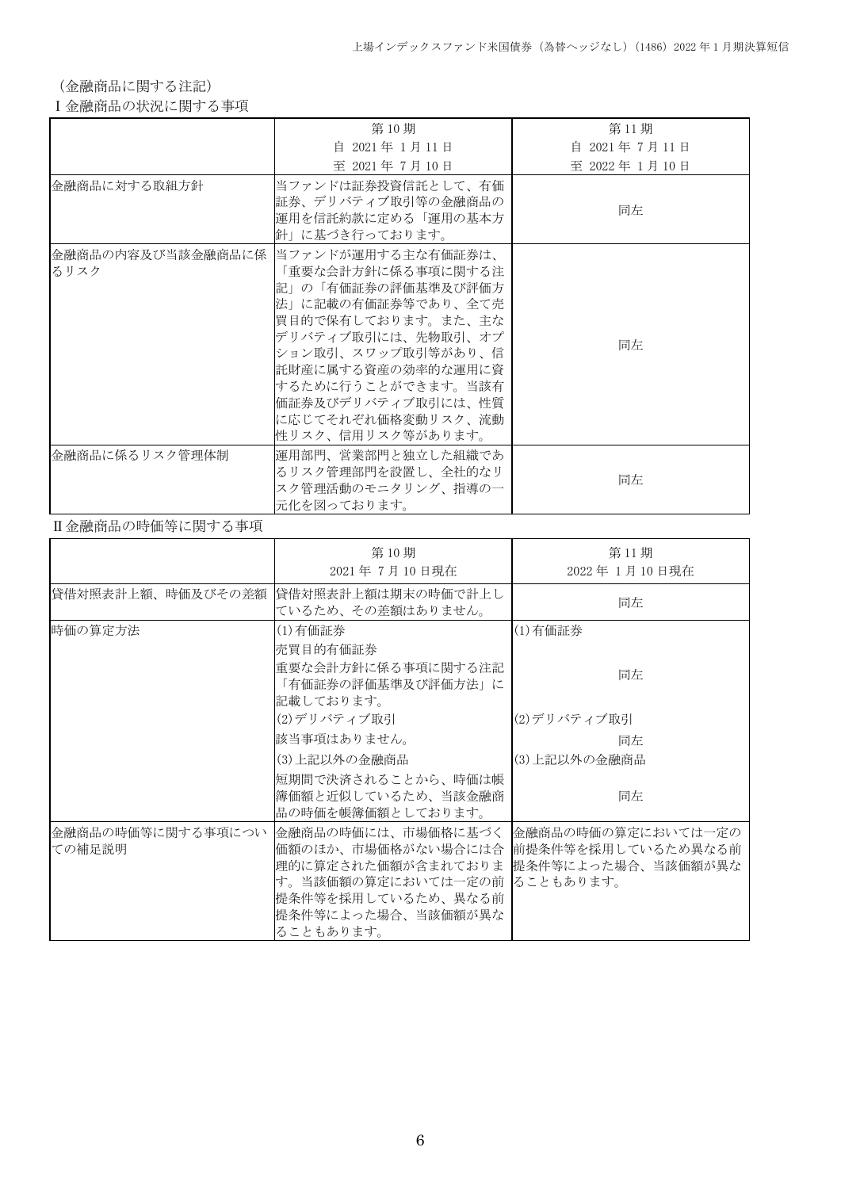（金融商品に関する注記）

Ⅰ金融商品の状況に関する事項

| | 第 10 期<br>自 2021 年 1 月 11 日<br>至 2021 年 7 月 10 日 | 第 11 期<br>自 2021 年 7 月 11 日<br>至 2022 年 1 月 10 日 |
|---|---|---|
| 金融商品に対する取組方針 | 当ファンドは証券投資信託として、有価証券、デリバティブ取引等の金融商品の運用を信託約款に定める「運用の基本方針」に基づき行っております。 | 同左 |
| 金融商品の内容及び当該金融商品に係るリスク | 当ファンドが運用する主な有価証券は、「重要な会計方針に係る事項に関する注記」の「有価証券の評価基準及び評価方法」に記載の有価証券等であり、全て売買目的で保有しております。また、主なデリバティブ取引には、先物取引、オプション取引、スワップ取引等があり、信託財産に属する資産の効率的な運用に資するために行うことができます。当該有価証券及びデリバティブ取引には、性質に応じてそれぞれ価格変動リスク、流動性リスク、信用リスク等があります。 | 同左 |
| 金融商品に係るリスク管理体制 | 運用部門、営業部門と独立した組織であるリスク管理部門を設置し、全社的なリスク管理活動のモニタリング、指導の一元化を図っております。 | 同左 |

Ⅱ金融商品の時価等に関する事項

| | 第 10 期<br>2021 年 7 月 10 日現在 | 第 11 期<br>2022 年 1 月 10 日現在 |
|---|---|---|
| 貸借対照表計上額、時価及びその差額 | 貸借対照表計上額は期末の時価で計上しているため、その差額はありません。 | 同左 |
| 時価の算定方法 | (1)有価証券<br>売買目的有価証券<br>重要な会計方針に係る事項に関する注記「有価証券の評価基準及び評価方法」に記載しております。<br>(2)デリバティブ取引<br>該当事項はありません。<br>(3)上記以外の金融商品<br>短期間で決済されることから、時価は帳簿価額と近似しているため、当該金融商品の時価を帳簿価額としております。 | (1)有価証券<br>同左<br>(2)デリバティブ取引<br>同左<br>(3)上記以外の金融商品<br>同左 |
| 金融商品の時価等に関する事項についての補足説明 | 金融商品の時価には、市場価格に基づく価額のほか、市場価格がない場合には合理的に算定された価額が含まれております。当該価額の算定においては一定の前提条件等を採用しているため、異なる前提条件等によった場合、当該価額が異なることもあります。 | 金融商品の時価の算定においては一定の前提条件等を採用しているため異なる前提条件等によった場合、当該価額が異なることもあります。 |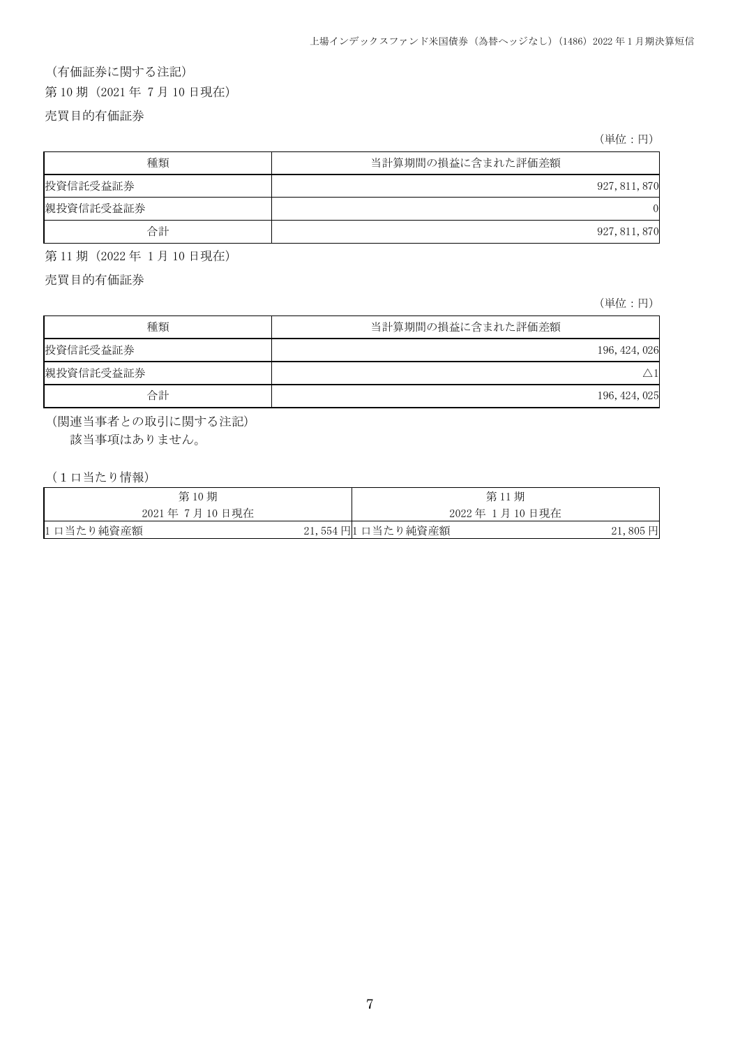（有価証券に関する注記）

第10期（2021年 7月10日現在）

売買目的有価証券

（単位：円）

| 種類 | 当計算期間の損益に含まれた評価差額 |
|---|---|
| 投資信託受益証券 | 927,811,870 |
| 親投資信託受益証券 | 0 |
| 合計 | 927,811,870 |

第11期（2022年 1月10日現在）

売買目的有価証券

（単位：円）

| 種類 | 当計算期間の損益に含まれた評価差額 |
|---|---|
| 投資信託受益証券 | 196,424,026 |
| 親投資信託受益証券 | △1 |
| 合計 | 196,424,025 |

（関連当事者との取引に関する注記）

該当事項はありません。

（１口当たり情報）

| 第10期 2021年 7月10日現在 | | 第11期 2022年 1月10日現在 | |
|---|---|---|---|
| 1口当たり純資産額 | 21,554円 | 1口当たり純資産額 | 21,805円 |